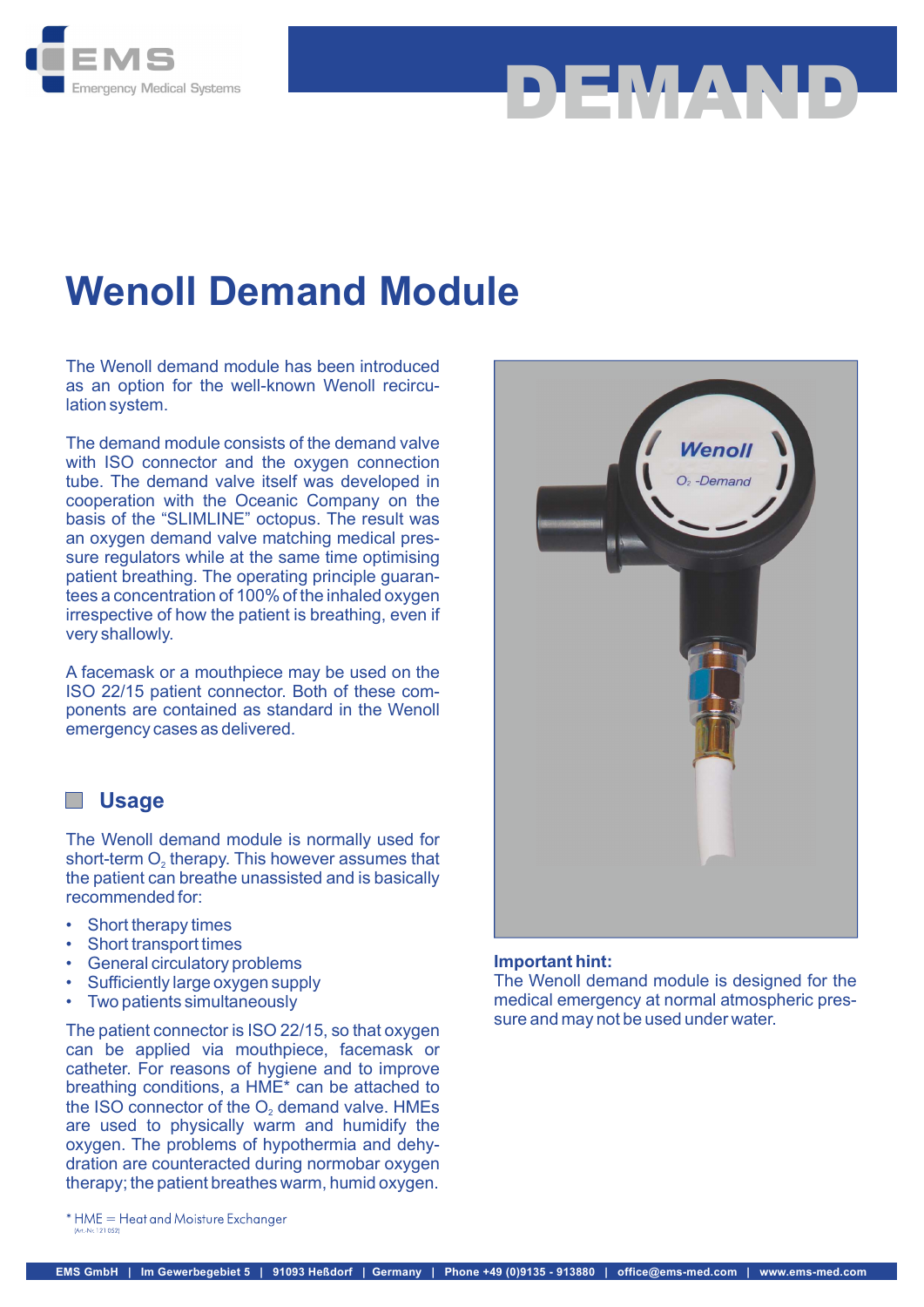EMS Emergency Medical Systems

# DEMAND

# Wenoll Demand Module

The Wenoll demand module has been introduced as an option for the well-known Wenoll recirculation system.

The demand module consists of the demand valve with ISO connector and the oxygen connection tube. The demand valve itself was developed in cooperation with the Oceanic Company on the basis of the “SLIMLINE” octopus. The result was an oxygen demand valve matching medical pressure regulators while at the same time optimising patient breathing. The operating principle guarantees a concentration of 100% of the inhaled oxygen irrespective of how the patient is breathing, even if very shallowly.

A facemask or a mouthpiece may be used on the ISO 22/15 patient connector. Both of these components are contained as standard in the Wenoll emergency cases as delivered.

## Usage

The Wenoll demand module is normally used for short-term $O_2$ therapy. This however assumes that the patient can breathe unassisted and is basically recommended for:

- Short therapy times
- Short transport times
- General circulatory problems
- Sufficiently large oxygen supply
- Two patients simultaneously

The patient connector is ISO 22/15, so that oxygen can be applied via mouthpiece, facemask or catheter. For reasons of hygiene and to improve breathing conditions, a HME* can be attached to the ISO connector of the $O_2$ demand valve. HMEs are used to physically warm and humidify the oxygen. The problems of hypothermia and dehydration are counteracted during normobar oxygen therapy; the patient breathes warm, humid oxygen.

**Important hint:**
The Wenoll demand module is designed for the medical emergency at normal atmospheric pressure and may not be used under water.

* HME = Heat and Moisture Exchanger
(Art.-Nr. 121 052)

EMS GmbH | Im Gewerbegebiet 5 | 91093 Heßdorf | Germany | Phone +49 (0)9135 - 913880 | office@ems-med.com | www.ems-med.com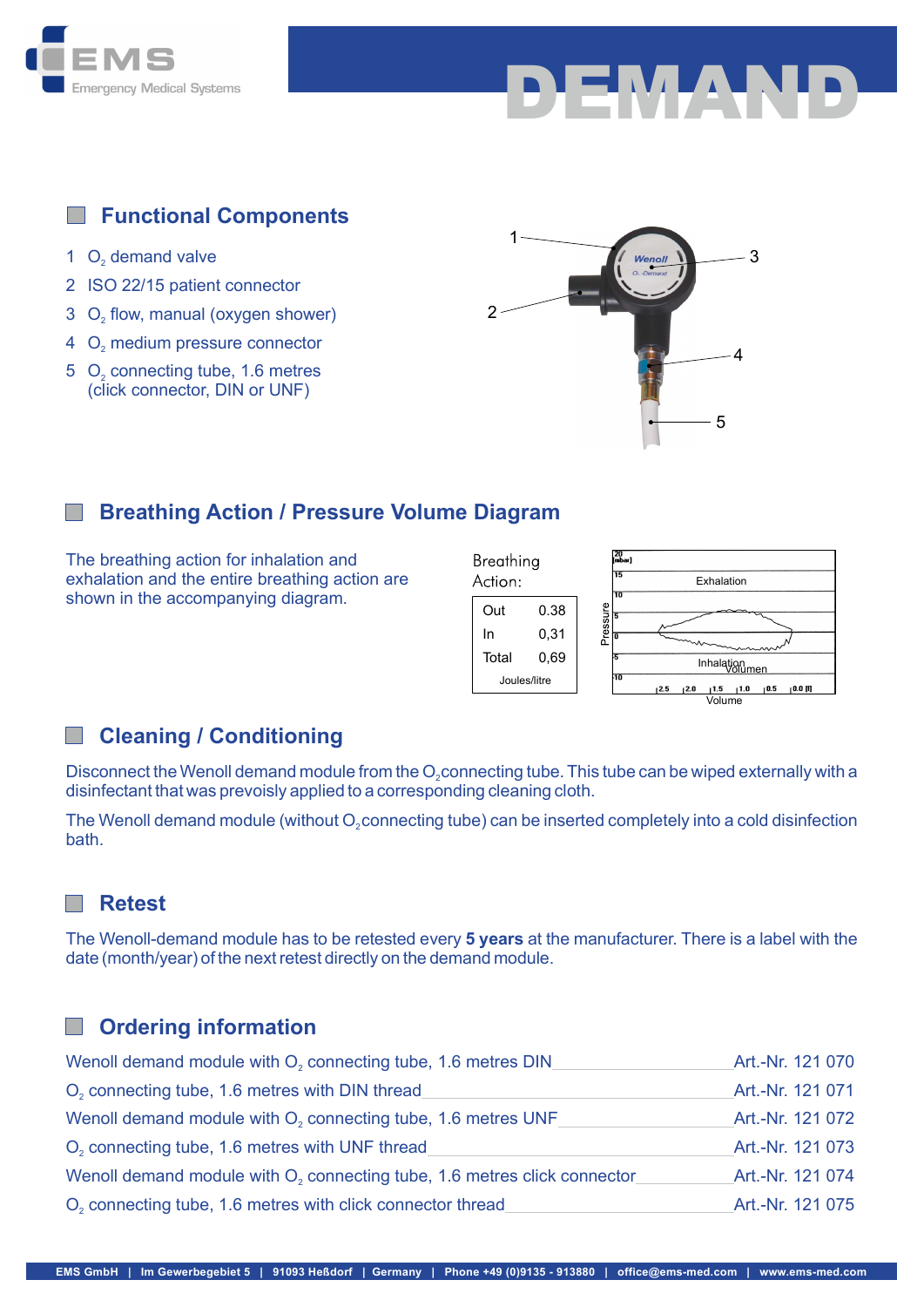# DEMAND

## Functional Components

1 $O_2$ demand valve
2 ISO 22/15 patient connector
3 $O_2$ flow, manual (oxygen shower)
4 $O_2$ medium pressure connector
5 $O_2$ connecting tube, 1.6 metres (click connector, DIN or UNF)

1
2
3
4
5
Wenoll
O₂-Demand

## Breathing Action / Pressure Volume Diagram

The breathing action for inhalation and exhalation and the entire breathing action are shown in the accompanying diagram.

Breathing Action:

| | |
|---|---|
| Out | 0.38 |
| In | 0,31 |
| Total | 0,69 |
| Joules/litre | |

20 [mbar]
15
10
5
0
5
10
Pressure
Exhalation
Inhalation
Volumen
2.5
2.0
1.5
1.0
0.5
0.0 [l]
Volume

## Cleaning / Conditioning

Disconnect the Wenoll demand module from the $O_2$connecting tube. This tube can be wiped externally with a disinfectant that was prevoisly applied to a corresponding cleaning cloth.

The Wenoll demand module (without $O_2$connecting tube) can be inserted completely into a cold disinfection bath.

## Retest

The Wenoll-demand module has to be retested every **5 years** at the manufacturer. There is a label with the date (month/year) of the next retest directly on the demand module.

## Ordering information

| | |
|---|---|
| Wenoll demand module with $O_2$ connecting tube, 1.6 metres DIN | Art.-Nr. 121 070 |
| $O_2$ connecting tube, 1.6 metres with DIN thread | Art.-Nr. 121 071 |
| Wenoll demand module with $O_2$ connecting tube, 1.6 metres UNF | Art.-Nr. 121 072 |
| $O_2$ connecting tube, 1.6 metres with UNF thread | Art.-Nr. 121 073 |
| Wenoll demand module with $O_2$ connecting tube, 1.6 metres click connector | Art.-Nr. 121 074 |
| $O_2$ connecting tube, 1.6 metres with click connector thread | Art.-Nr. 121 075 |